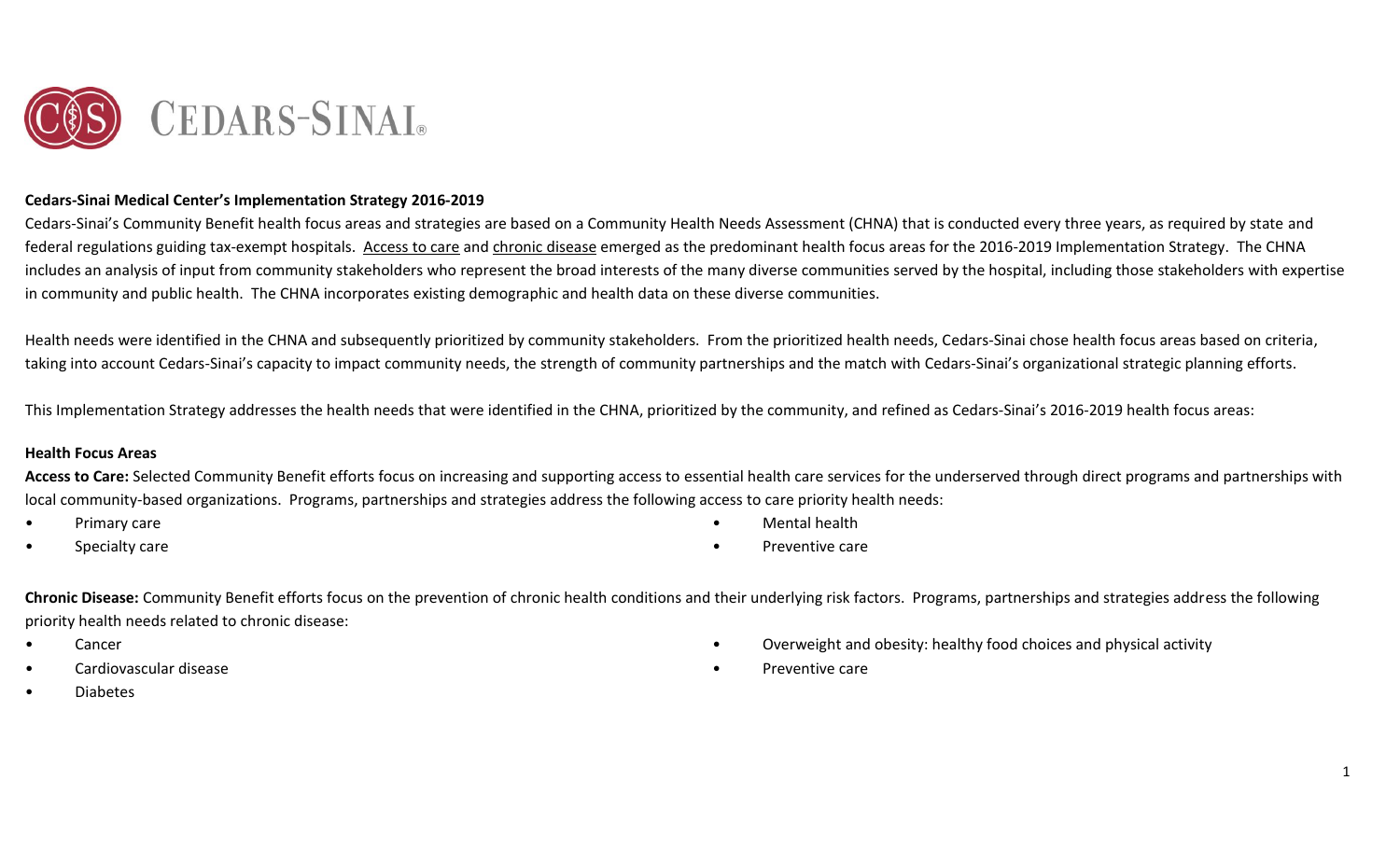CEDARS-SINAI®

**Cedars-Sinai Medical Center's Implementation Strategy 2016-2019**

Cedars-Sinai's Community Benefit health focus areas and strategies are based on a Community Health Needs Assessment (CHNA) that is conducted every three years, as required by state and federal regulations guiding tax-exempt hospitals. Access to care and chronic disease emerged as the predominant health focus areas for the 2016-2019 Implementation Strategy. The CHNA includes an analysis of input from community stakeholders who represent the broad interests of the many diverse communities served by the hospital, including those stakeholders with expertise in community and public health. The CHNA incorporates existing demographic and health data on these diverse communities.

Health needs were identified in the CHNA and subsequently prioritized by community stakeholders. From the prioritized health needs, Cedars-Sinai chose health focus areas based on criteria, taking into account Cedars-Sinai's capacity to impact community needs, the strength of community partnerships and the match with Cedars-Sinai's organizational strategic planning efforts.

This Implementation Strategy addresses the health needs that were identified in the CHNA, prioritized by the community, and refined as Cedars-Sinai's 2016-2019 health focus areas:

**Health Focus Areas**

**Access to Care:** Selected Community Benefit efforts focus on increasing and supporting access to essential health care services for the underserved through direct programs and partnerships with local community-based organizations. Programs, partnerships and strategies address the following access to care priority health needs:

- Primary care
- Specialty care
- Mental health
- Preventive care

**Chronic Disease:** Community Benefit efforts focus on the prevention of chronic health conditions and their underlying risk factors. Programs, partnerships and strategies address the following priority health needs related to chronic disease:

- Cancer
- Cardiovascular disease
- Diabetes
- Overweight and obesity: healthy food choices and physical activity
- Preventive care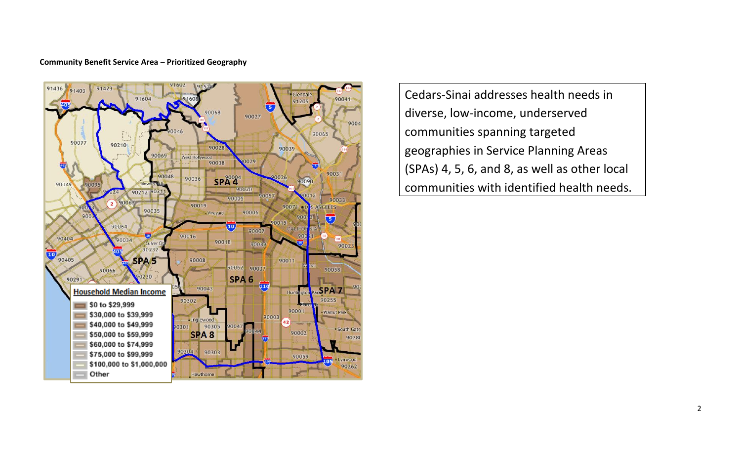**Community Benefit Service Area – Prioritized Geography**

Cedars-Sinai addresses health needs in diverse, low-income, underserved communities spanning targeted geographies in Service Planning Areas (SPAs) 4, 5, 6, and 8, as well as other local communities with identified health needs.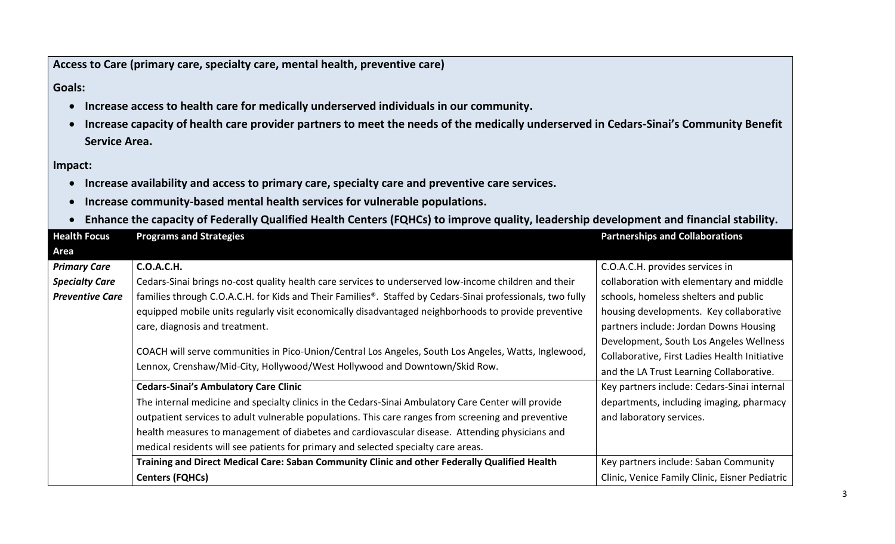**Access to Care (primary care, specialty care, mental health, preventive care)**

**Goals:**

- **Increase access to health care for medically underserved individuals in our community.**
- **Increase capacity of health care provider partners to meet the needs of the medically underserved in Cedars-Sinai's Community Benefit Service Area.**

**Impact:**

- **Increase availability and access to primary care, specialty care and preventive care services.**
- **Increase community-based mental health services for vulnerable populations.**
- **Enhance the capacity of Federally Qualified Health Centers (FQHCs) to improve quality, leadership development and financial stability.**

| Health Focus Area | Programs and Strategies | Partnerships and Collaborations |
|---|---|---|
| ***Primary Care*** ***Specialty Care*** ***Preventive Care*** | **C.O.A.C.H.** Cedars-Sinai brings no-cost quality health care services to underserved low-income children and their families through C.O.A.C.H. for Kids and Their Families®. Staffed by Cedars-Sinai professionals, two fully equipped mobile units regularly visit economically disadvantaged neighborhoods to provide preventive care, diagnosis and treatment.<br><br>COACH will serve communities in Pico-Union/Central Los Angeles, South Los Angeles, Watts, Inglewood, Lennox, Crenshaw/Mid-City, Hollywood/West Hollywood and Downtown/Skid Row. | C.O.A.C.H. provides services in collaboration with elementary and middle schools, homeless shelters and public housing developments. Key collaborative partners include: Jordan Downs Housing Development, South Los Angeles Wellness Collaborative, First Ladies Health Initiative and the LA Trust Learning Collaborative. |
| | **Cedars-Sinai's Ambulatory Care Clinic** The internal medicine and specialty clinics in the Cedars-Sinai Ambulatory Care Center will provide outpatient services to adult vulnerable populations. This care ranges from screening and preventive health measures to management of diabetes and cardiovascular disease. Attending physicians and medical residents will see patients for primary and selected specialty care areas. | Key partners include: Cedars-Sinai internal departments, including imaging, pharmacy and laboratory services. |
| | **Training and Direct Medical Care: Saban Community Clinic and other Federally Qualified Health Centers (FQHCs)** | Key partners include: Saban Community Clinic, Venice Family Clinic, Eisner Pediatric |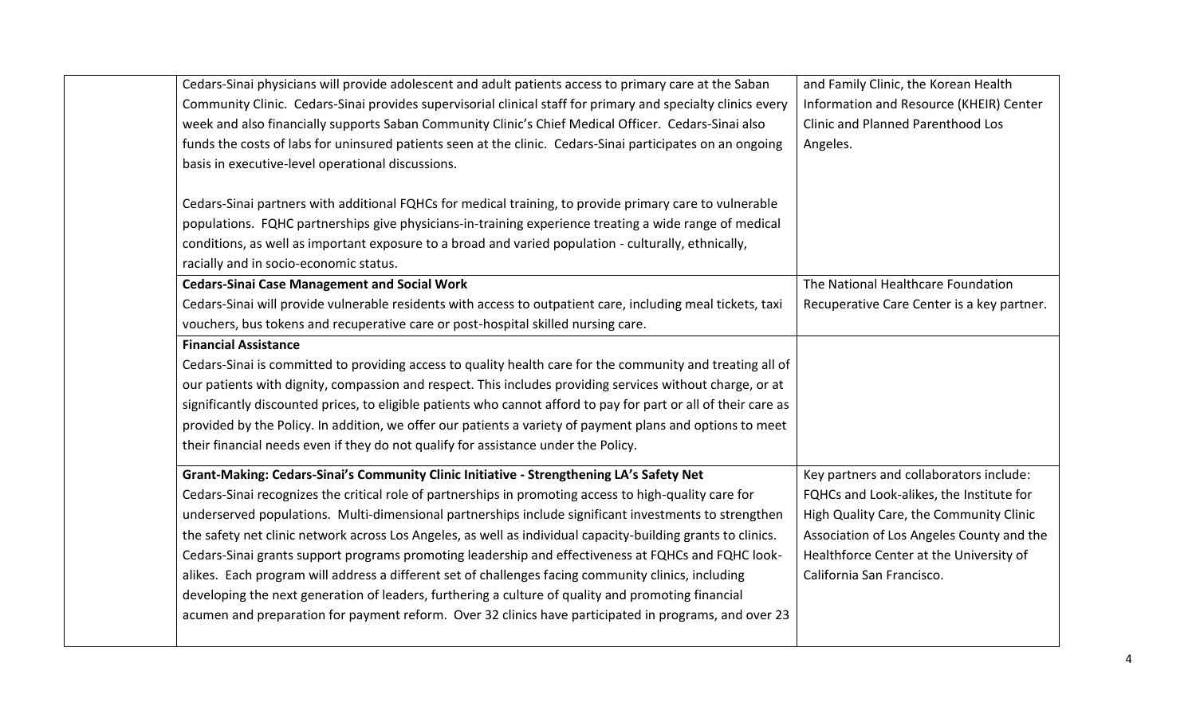| | | |
|---|---|---|
| | Cedars-Sinai physicians will provide adolescent and adult patients access to primary care at the Saban Community Clinic. Cedars-Sinai provides supervisorial clinical staff for primary and specialty clinics every week and also financially supports Saban Community Clinic's Chief Medical Officer. Cedars-Sinai also funds the costs of labs for uninsured patients seen at the clinic. Cedars-Sinai participates on an ongoing basis in executive-level operational discussions.<br><br>Cedars-Sinai partners with additional FQHCs for medical training, to provide primary care to vulnerable populations. FQHC partnerships give physicians-in-training experience treating a wide range of medical conditions, as well as important exposure to a broad and varied population - culturally, ethnically, racially and in socio-economic status. | and Family Clinic, the Korean Health Information and Resource (KHEIR) Center Clinic and Planned Parenthood Los Angeles. |
| | **Cedars-Sinai Case Management and Social Work**<br>Cedars-Sinai will provide vulnerable residents with access to outpatient care, including meal tickets, taxi vouchers, bus tokens and recuperative care or post-hospital skilled nursing care. | The National Healthcare Foundation Recuperative Care Center is a key partner. |
| | **Financial Assistance**<br>Cedars-Sinai is committed to providing access to quality health care for the community and treating all of our patients with dignity, compassion and respect. This includes providing services without charge, or at significantly discounted prices, to eligible patients who cannot afford to pay for part or all of their care as provided by the Policy. In addition, we offer our patients a variety of payment plans and options to meet their financial needs even if they do not qualify for assistance under the Policy. | |
| | **Grant-Making: Cedars-Sinai's Community Clinic Initiative - Strengthening LA's Safety Net**<br>Cedars-Sinai recognizes the critical role of partnerships in promoting access to high-quality care for underserved populations. Multi-dimensional partnerships include significant investments to strengthen the safety net clinic network across Los Angeles, as well as individual capacity-building grants to clinics. Cedars-Sinai grants support programs promoting leadership and effectiveness at FQHCs and FQHC look-alikes. Each program will address a different set of challenges facing community clinics, including developing the next generation of leaders, furthering a culture of quality and promoting financial acumen and preparation for payment reform. Over 32 clinics have participated in programs, and over 23 | Key partners and collaborators include: FQHCs and Look-alikes, the Institute for High Quality Care, the Community Clinic Association of Los Angeles County and the Healthforce Center at the University of California San Francisco. |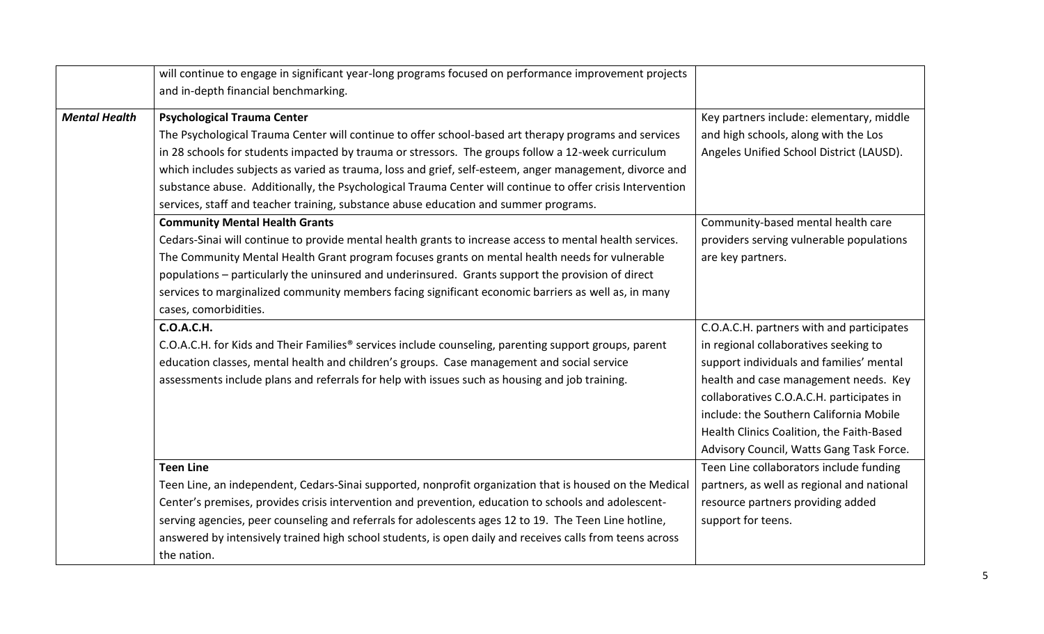| | | |
|---|---|---|
| | will continue to engage in significant year-long programs focused on performance improvement projects and in-depth financial benchmarking. | |
| ***Mental Health*** | **Psychological Trauma Center**<br>The Psychological Trauma Center will continue to offer school-based art therapy programs and services in 28 schools for students impacted by trauma or stressors. The groups follow a 12-week curriculum which includes subjects as varied as trauma, loss and grief, self-esteem, anger management, divorce and substance abuse. Additionally, the Psychological Trauma Center will continue to offer crisis Intervention services, staff and teacher training, substance abuse education and summer programs. | Key partners include: elementary, middle and high schools, along with the Los Angeles Unified School District (LAUSD). |
| | **Community Mental Health Grants**<br>Cedars-Sinai will continue to provide mental health grants to increase access to mental health services. The Community Mental Health Grant program focuses grants on mental health needs for vulnerable populations – particularly the uninsured and underinsured. Grants support the provision of direct services to marginalized community members facing significant economic barriers as well as, in many cases, comorbidities. | Community-based mental health care providers serving vulnerable populations are key partners. |
| | **C.O.A.C.H.**<br>C.O.A.C.H. for Kids and Their Families® services include counseling, parenting support groups, parent education classes, mental health and children's groups. Case management and social service assessments include plans and referrals for help with issues such as housing and job training. | C.O.A.C.H. partners with and participates in regional collaboratives seeking to support individuals and families' mental health and case management needs. Key collaboratives C.O.A.C.H. participates in include: the Southern California Mobile Health Clinics Coalition, the Faith-Based Advisory Council, Watts Gang Task Force. |
| | **Teen Line**<br>Teen Line, an independent, Cedars-Sinai supported, nonprofit organization that is housed on the Medical Center's premises, provides crisis intervention and prevention, education to schools and adolescent-serving agencies, peer counseling and referrals for adolescents ages 12 to 19. The Teen Line hotline, answered by intensively trained high school students, is open daily and receives calls from teens across the nation. | Teen Line collaborators include funding partners, as well as regional and national resource partners providing added support for teens. |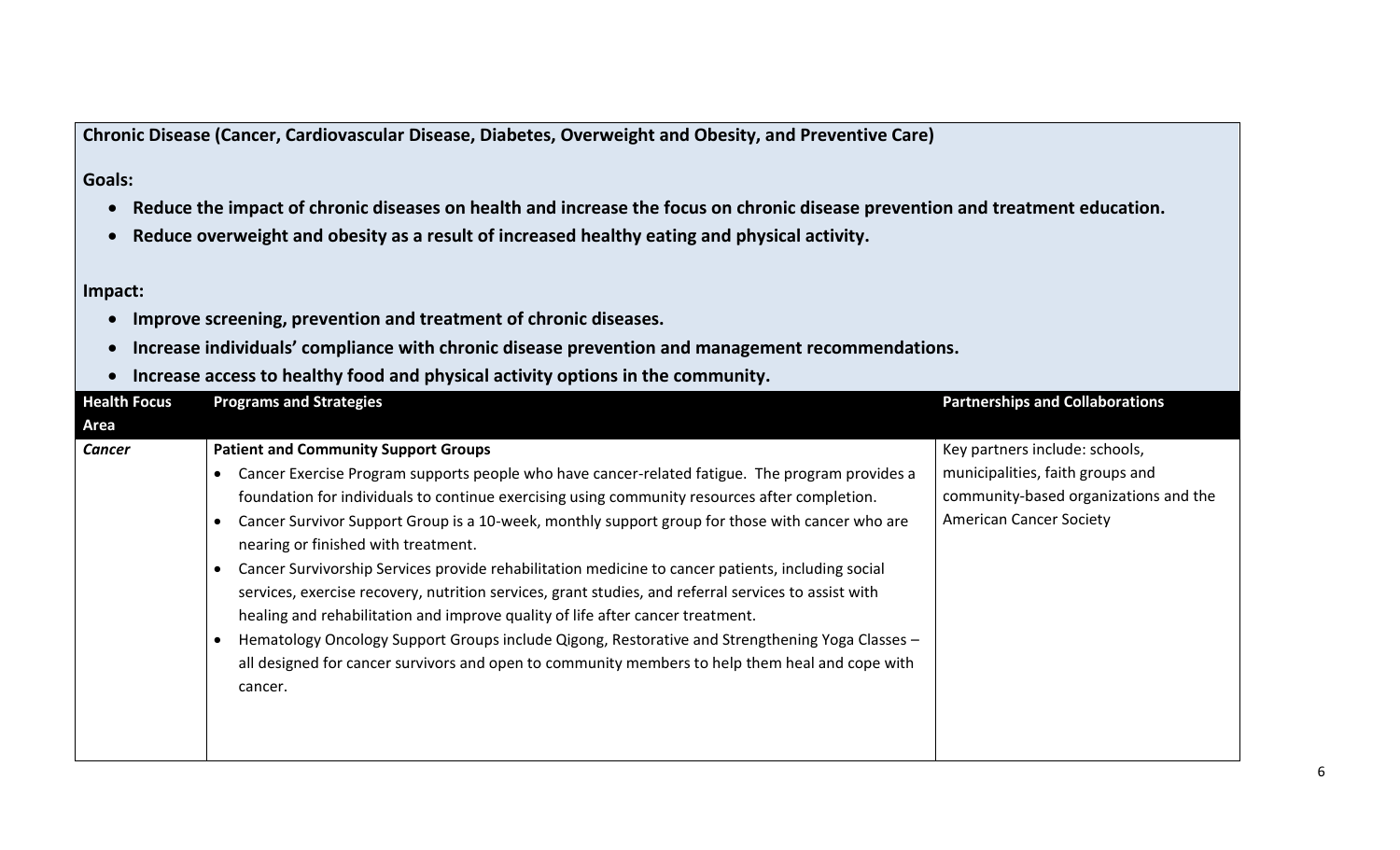**Chronic Disease (Cancer, Cardiovascular Disease, Diabetes, Overweight and Obesity, and Preventive Care)**

**Goals:**

- **Reduce the impact of chronic diseases on health and increase the focus on chronic disease prevention and treatment education.**
- **Reduce overweight and obesity as a result of increased healthy eating and physical activity.**

**Impact:**

- **Improve screening, prevention and treatment of chronic diseases.**
- **Increase individuals' compliance with chronic disease prevention and management recommendations.**
- **Increase access to healthy food and physical activity options in the community.**

| Health Focus Area | Programs and Strategies | Partnerships and Collaborations |
|---|---|---|
| ***Cancer*** | **Patient and Community Support Groups**<br>• Cancer Exercise Program supports people who have cancer-related fatigue. The program provides a foundation for individuals to continue exercising using community resources after completion.<br>• Cancer Survivor Support Group is a 10-week, monthly support group for those with cancer who are nearing or finished with treatment.<br>• Cancer Survivorship Services provide rehabilitation medicine to cancer patients, including social services, exercise recovery, nutrition services, grant studies, and referral services to assist with healing and rehabilitation and improve quality of life after cancer treatment.<br>• Hematology Oncology Support Groups include Qigong, Restorative and Strengthening Yoga Classes – all designed for cancer survivors and open to community members to help them heal and cope with cancer. | Key partners include: schools, municipalities, faith groups and community-based organizations and the American Cancer Society |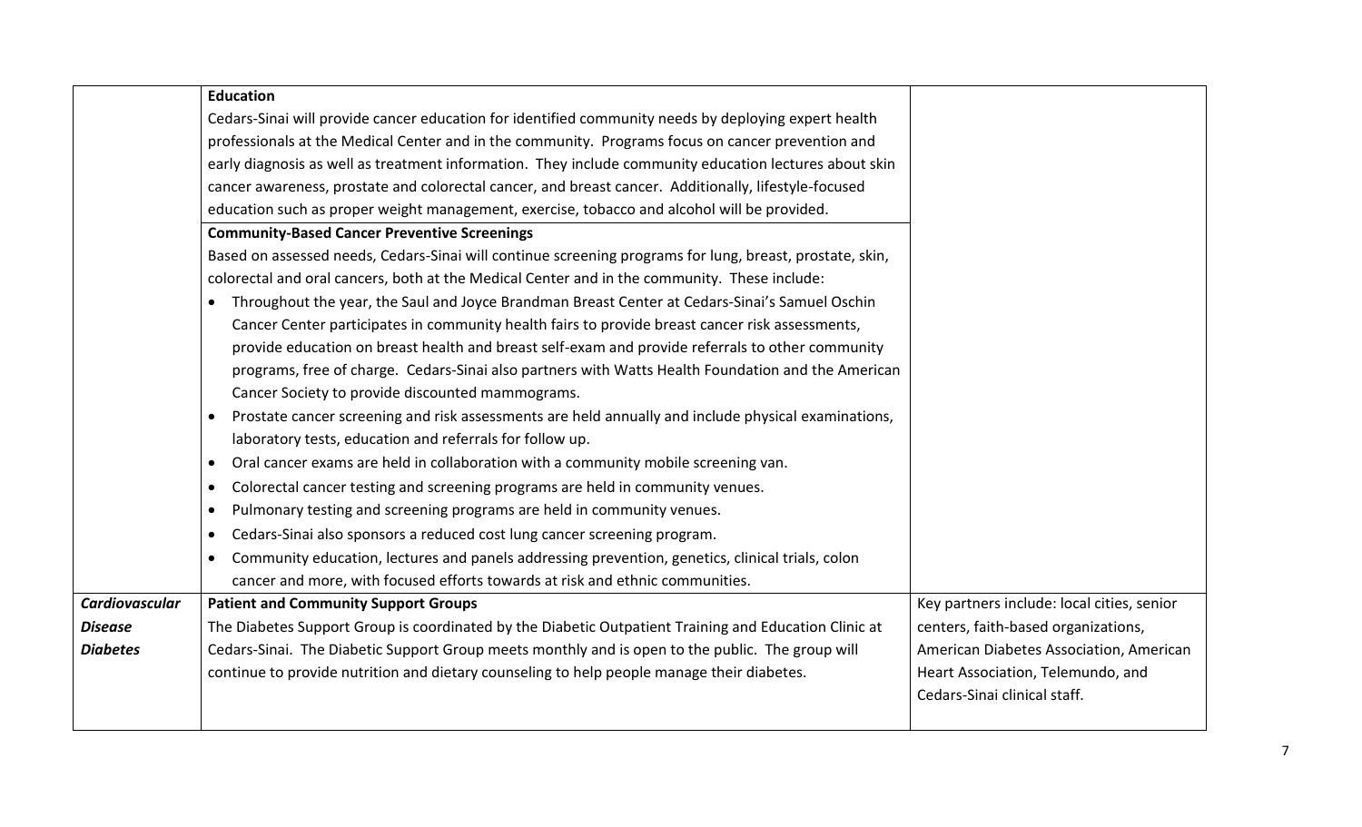| | | |
|---|---|---|
| | **Education**<br>Cedars-Sinai will provide cancer education for identified community needs by deploying expert health professionals at the Medical Center and in the community. Programs focus on cancer prevention and early diagnosis as well as treatment information. They include community education lectures about skin cancer awareness, prostate and colorectal cancer, and breast cancer. Additionally, lifestyle-focused education such as proper weight management, exercise, tobacco and alcohol will be provided. | |
| | **Community-Based Cancer Preventive Screenings**<br>Based on assessed needs, Cedars-Sinai will continue screening programs for lung, breast, prostate, skin, colorectal and oral cancers, both at the Medical Center and in the community. These include:<br>• Throughout the year, the Saul and Joyce Brandman Breast Center at Cedars-Sinai's Samuel Oschin Cancer Center participates in community health fairs to provide breast cancer risk assessments, provide education on breast health and breast self-exam and provide referrals to other community programs, free of charge. Cedars-Sinai also partners with Watts Health Foundation and the American Cancer Society to provide discounted mammograms.<br>• Prostate cancer screening and risk assessments are held annually and include physical examinations, laboratory tests, education and referrals for follow up.<br>• Oral cancer exams are held in collaboration with a community mobile screening van.<br>• Colorectal cancer testing and screening programs are held in community venues.<br>• Pulmonary testing and screening programs are held in community venues.<br>• Cedars-Sinai also sponsors a reduced cost lung cancer screening program.<br>• Community education, lectures and panels addressing prevention, genetics, clinical trials, colon cancer and more, with focused efforts towards at risk and ethnic communities. | |
| ***Cardiovascular Disease Diabetes*** | **Patient and Community Support Groups**<br>The Diabetes Support Group is coordinated by the Diabetic Outpatient Training and Education Clinic at Cedars-Sinai. The Diabetic Support Group meets monthly and is open to the public. The group will continue to provide nutrition and dietary counseling to help people manage their diabetes. | Key partners include: local cities, senior centers, faith-based organizations, American Diabetes Association, American Heart Association, Telemundo, and Cedars-Sinai clinical staff. |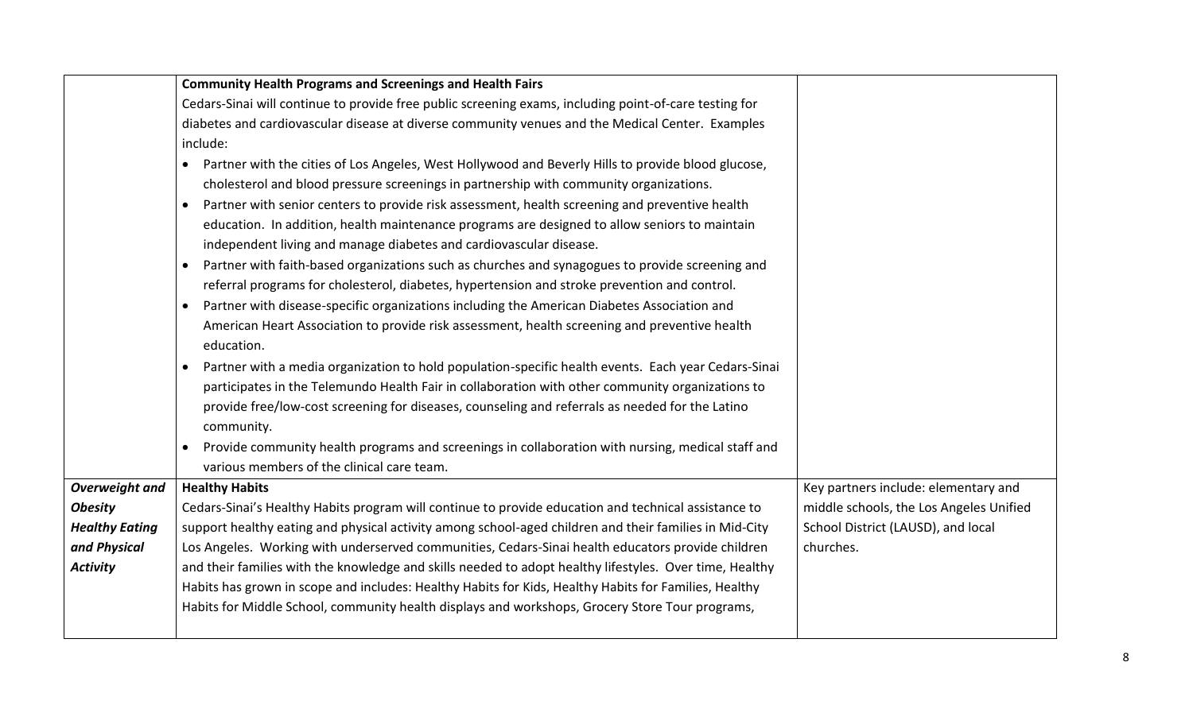| | | |
|---|---|---|
| | **Community Health Programs and Screenings and Health Fairs**<br>Cedars-Sinai will continue to provide free public screening exams, including point-of-care testing for diabetes and cardiovascular disease at diverse community venues and the Medical Center. Examples include:<br>• Partner with the cities of Los Angeles, West Hollywood and Beverly Hills to provide blood glucose, cholesterol and blood pressure screenings in partnership with community organizations.<br>• Partner with senior centers to provide risk assessment, health screening and preventive health education. In addition, health maintenance programs are designed to allow seniors to maintain independent living and manage diabetes and cardiovascular disease.<br>• Partner with faith-based organizations such as churches and synagogues to provide screening and referral programs for cholesterol, diabetes, hypertension and stroke prevention and control.<br>• Partner with disease-specific organizations including the American Diabetes Association and American Heart Association to provide risk assessment, health screening and preventive health education.<br>• Partner with a media organization to hold population-specific health events. Each year Cedars-Sinai participates in the Telemundo Health Fair in collaboration with other community organizations to provide free/low-cost screening for diseases, counseling and referrals as needed for the Latino community.<br>• Provide community health programs and screenings in collaboration with nursing, medical staff and various members of the clinical care team. | |
| ***Overweight and Obesity Healthy Eating and Physical Activity*** | **Healthy Habits**<br>Cedars-Sinai's Healthy Habits program will continue to provide education and technical assistance to support healthy eating and physical activity among school-aged children and their families in Mid-City Los Angeles. Working with underserved communities, Cedars-Sinai health educators provide children and their families with the knowledge and skills needed to adopt healthy lifestyles. Over time, Healthy Habits has grown in scope and includes: Healthy Habits for Kids, Healthy Habits for Families, Healthy Habits for Middle School, community health displays and workshops, Grocery Store Tour programs, | Key partners include: elementary and middle schools, the Los Angeles Unified School District (LAUSD), and local churches. |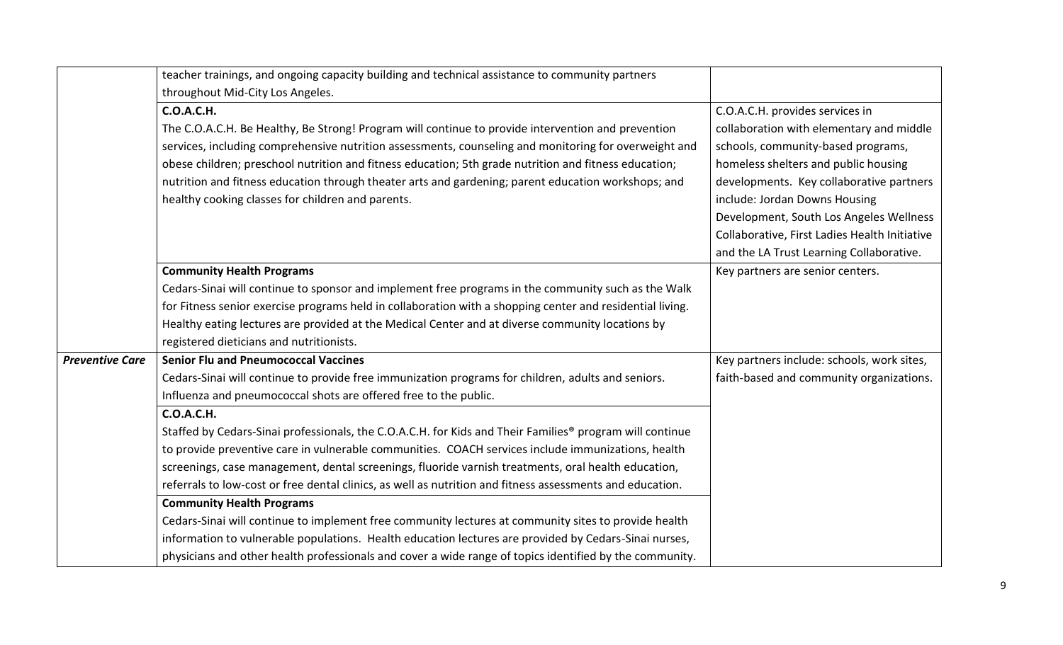| | | |
|---|---|---|
| | teacher trainings, and ongoing capacity building and technical assistance to community partners throughout Mid-City Los Angeles. | |
| | **C.O.A.C.H.**<br>The C.O.A.C.H. Be Healthy, Be Strong! Program will continue to provide intervention and prevention services, including comprehensive nutrition assessments, counseling and monitoring for overweight and obese children; preschool nutrition and fitness education; 5th grade nutrition and fitness education; nutrition and fitness education through theater arts and gardening; parent education workshops; and healthy cooking classes for children and parents. | C.O.A.C.H. provides services in collaboration with elementary and middle schools, community-based programs, homeless shelters and public housing developments. Key collaborative partners include: Jordan Downs Housing Development, South Los Angeles Wellness Collaborative, First Ladies Health Initiative and the LA Trust Learning Collaborative. |
| | **Community Health Programs**<br>Cedars-Sinai will continue to sponsor and implement free programs in the community such as the Walk for Fitness senior exercise programs held in collaboration with a shopping center and residential living. Healthy eating lectures are provided at the Medical Center and at diverse community locations by registered dieticians and nutritionists. | Key partners are senior centers. |
| ***Preventive Care*** | **Senior Flu and Pneumococcal Vaccines**<br>Cedars-Sinai will continue to provide free immunization programs for children, adults and seniors. Influenza and pneumococcal shots are offered free to the public. | Key partners include: schools, work sites, faith-based and community organizations. |
| | **C.O.A.C.H.**<br>Staffed by Cedars-Sinai professionals, the C.O.A.C.H. for Kids and Their Families® program will continue to provide preventive care in vulnerable communities. COACH services include immunizations, health screenings, case management, dental screenings, fluoride varnish treatments, oral health education, referrals to low-cost or free dental clinics, as well as nutrition and fitness assessments and education. | |
| | **Community Health Programs**<br>Cedars-Sinai will continue to implement free community lectures at community sites to provide health information to vulnerable populations. Health education lectures are provided by Cedars-Sinai nurses, physicians and other health professionals and cover a wide range of topics identified by the community. | |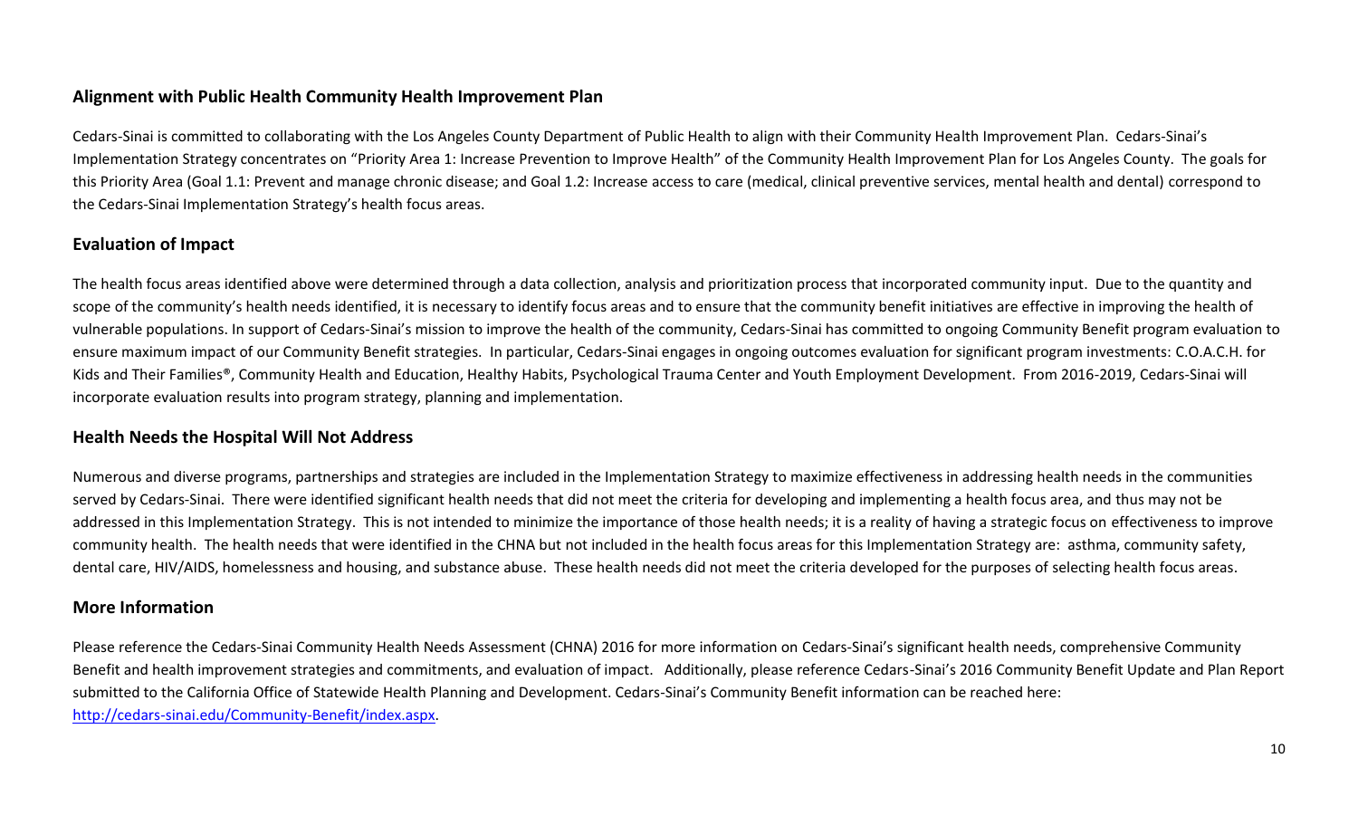## Alignment with Public Health Community Health Improvement Plan

Cedars-Sinai is committed to collaborating with the Los Angeles County Department of Public Health to align with their Community Health Improvement Plan. Cedars-Sinai's Implementation Strategy concentrates on "Priority Area 1: Increase Prevention to Improve Health" of the Community Health Improvement Plan for Los Angeles County. The goals for this Priority Area (Goal 1.1: Prevent and manage chronic disease; and Goal 1.2: Increase access to care (medical, clinical preventive services, mental health and dental) correspond to the Cedars-Sinai Implementation Strategy's health focus areas.

## Evaluation of Impact

The health focus areas identified above were determined through a data collection, analysis and prioritization process that incorporated community input. Due to the quantity and scope of the community's health needs identified, it is necessary to identify focus areas and to ensure that the community benefit initiatives are effective in improving the health of vulnerable populations. In support of Cedars-Sinai's mission to improve the health of the community, Cedars-Sinai has committed to ongoing Community Benefit program evaluation to ensure maximum impact of our Community Benefit strategies. In particular, Cedars-Sinai engages in ongoing outcomes evaluation for significant program investments: C.O.A.C.H. for Kids and Their Families®, Community Health and Education, Healthy Habits, Psychological Trauma Center and Youth Employment Development. From 2016-2019, Cedars-Sinai will incorporate evaluation results into program strategy, planning and implementation.

## Health Needs the Hospital Will Not Address

Numerous and diverse programs, partnerships and strategies are included in the Implementation Strategy to maximize effectiveness in addressing health needs in the communities served by Cedars-Sinai. There were identified significant health needs that did not meet the criteria for developing and implementing a health focus area, and thus may not be addressed in this Implementation Strategy. This is not intended to minimize the importance of those health needs; it is a reality of having a strategic focus on effectiveness to improve community health. The health needs that were identified in the CHNA but not included in the health focus areas for this Implementation Strategy are: asthma, community safety, dental care, HIV/AIDS, homelessness and housing, and substance abuse. These health needs did not meet the criteria developed for the purposes of selecting health focus areas.

## More Information

Please reference the Cedars-Sinai Community Health Needs Assessment (CHNA) 2016 for more information on Cedars-Sinai's significant health needs, comprehensive Community Benefit and health improvement strategies and commitments, and evaluation of impact. Additionally, please reference Cedars-Sinai's 2016 Community Benefit Update and Plan Report submitted to the California Office of Statewide Health Planning and Development. Cedars-Sinai's Community Benefit information can be reached here: [http://cedars-sinai.edu/Community-Benefit/index.aspx](http://cedars-sinai.edu/Community-Benefit/index.aspx).